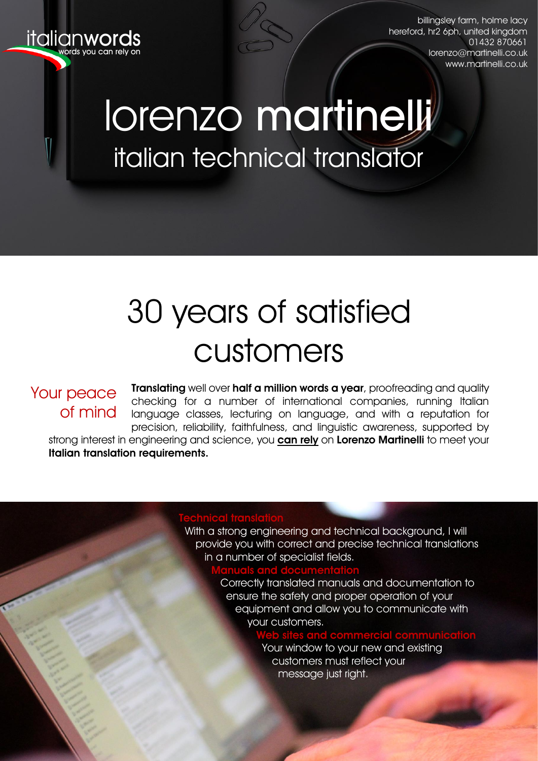italianwords
words you can rely on

billingsley farm, holme lacy
hereford, hr2 6ph, united kingdom
01432 870661
lorenzo@martinelli.co.uk
www.martinelli.co.uk

# lorenzo martinelli

## italian technical translator

# 30 years of satisfied customers

### Your peace of mind

**Translating** well over **half a million words a year**, proofreading and quality checking for a number of international companies, running Italian language classes, lecturing on language, and with a reputation for precision, reliability, faithfulness, and linguistic awareness, supported by strong interest in engineering and science, you **can rely** on **Lorenzo Martinelli** to meet your **Italian translation requirements.**

### Technical translation

With a strong engineering and technical background, I will provide you with correct and precise technical translations in a number of specialist fields.

### Manuals and documentation

Correctly translated manuals and documentation to ensure the safety and proper operation of your equipment and allow you to communicate with your customers.

### Web sites and commercial communication

Your window to your new and existing customers must reflect your message just right.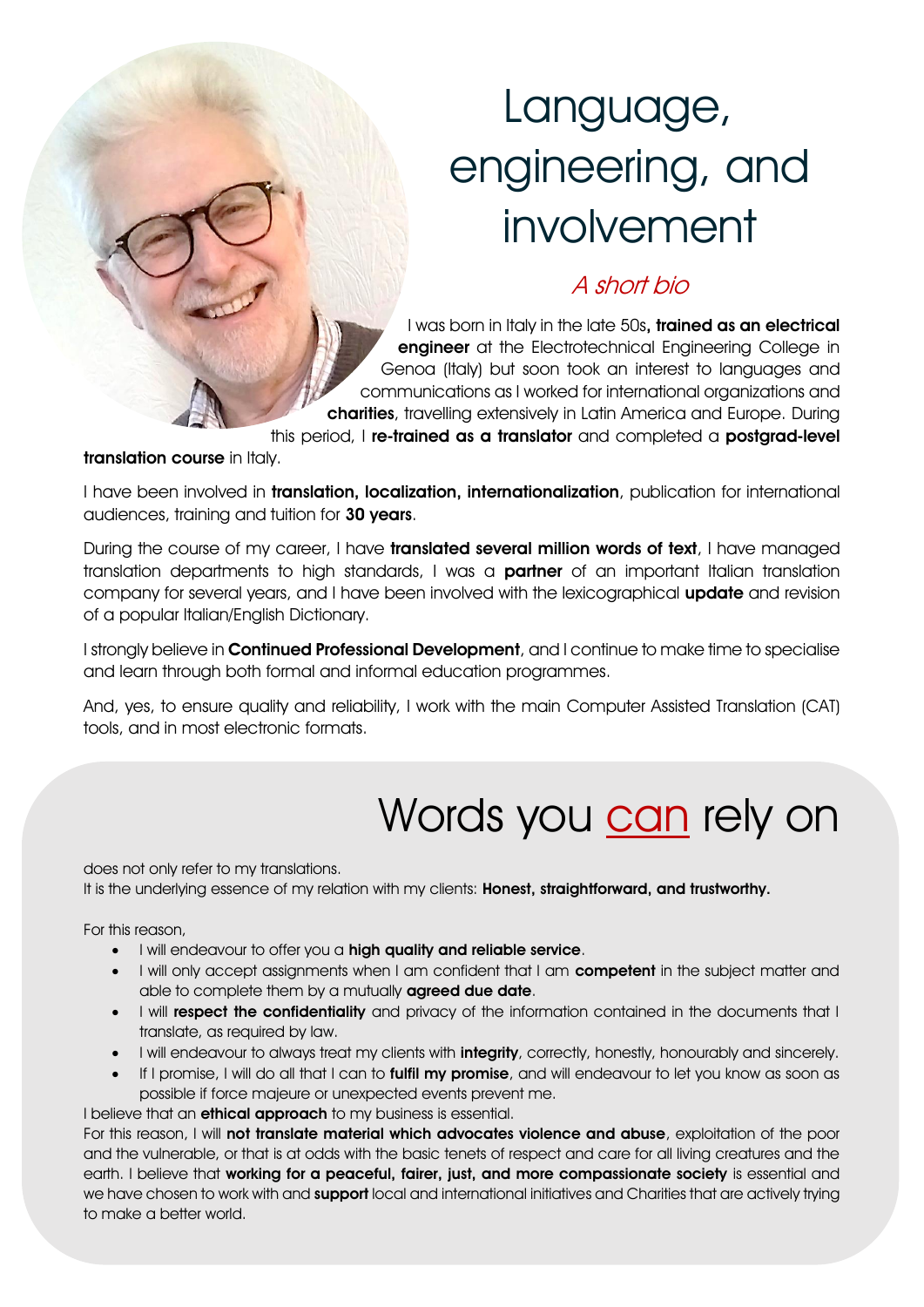# Language, engineering, and involvement

*A short bio*

I was born in Italy in the late 50s**, trained as an electrical engineer** at the Electrotechnical Engineering College in Genoa (Italy) but soon took an interest to languages and communications as I worked for international organizations and **charities**, travelling extensively in Latin America and Europe. During this period, I **re-trained as a translator** and completed a **postgrad-level translation course** in Italy.

I have been involved in **translation, localization, internationalization**, publication for international audiences, training and tuition for **30 years**.

During the course of my career, I have **translated several million words of text**, I have managed translation departments to high standards, I was a **partner** of an important Italian translation company for several years, and I have been involved with the lexicographical **update** and revision of a popular Italian/English Dictionary.

I strongly believe in **Continued Professional Development**, and I continue to make time to specialise and learn through both formal and informal education programmes.

And, yes, to ensure quality and reliability, I work with the main Computer Assisted Translation (CAT) tools, and in most electronic formats.

# Words you can rely on

does not only refer to my translations.
It is the underlying essence of my relation with my clients: **Honest, straightforward, and trustworthy.**

For this reason,

- I will endeavour to offer you a **high quality and reliable service**.
- I will only accept assignments when I am confident that I am **competent** in the subject matter and able to complete them by a mutually **agreed due date**.
- I will **respect the confidentiality** and privacy of the information contained in the documents that I translate, as required by law.
- I will endeavour to always treat my clients with **integrity**, correctly, honestly, honourably and sincerely.
- If I promise, I will do all that I can to **fulfil my promise**, and will endeavour to let you know as soon as possible if force majeure or unexpected events prevent me.

I believe that an **ethical approach** to my business is essential.
For this reason, I will **not translate material which advocates violence and abuse**, exploitation of the poor and the vulnerable, or that is at odds with the basic tenets of respect and care for all living creatures and the earth. I believe that **working for a peaceful, fairer, just, and more compassionate society** is essential and we have chosen to work with and **support** local and international initiatives and Charities that are actively trying to make a better world.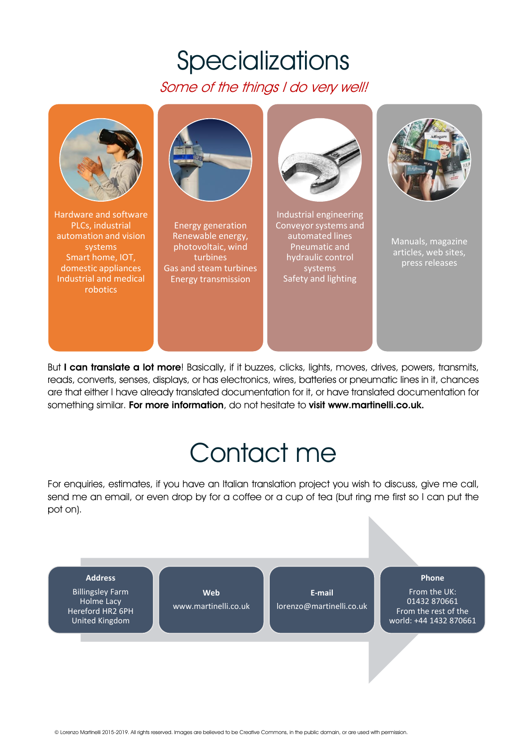# Specializations

*Some of the things I do very well!*

Hardware and software
PLCs, industrial automation and vision systems
Smart home, IOT, domestic appliances
Industrial and medical robotics

Energy generation
Renewable energy, photovoltaic, wind turbines
Gas and steam turbines
Energy transmission

Industrial engineering
Conveyor systems and automated lines
Pneumatic and hydraulic control systems
Safety and lighting

Manuals, magazine articles, web sites, press releases

But **I can translate a lot more**! Basically, if it buzzes, clicks, lights, moves, drives, powers, transmits, reads, converts, senses, displays, or has electronics, wires, batteries or pneumatic lines in it, chances are that either I have already translated documentation for it, or have translated documentation for something similar. **For more information**, do not hesitate to **visit www.martinelli.co.uk.**

# Contact me

For enquiries, estimates, if you have an Italian translation project you wish to discuss, give me call, send me an email, or even drop by for a coffee or a cup of tea (but ring me first so I can put the pot on).

**Address**
Billingsley Farm
Holme Lacy
Hereford HR2 6PH
United Kingdom

**Web**
www.martinelli.co.uk

**E-mail**
lorenzo@martinelli.co.uk

**Phone**
From the UK: 01432 870661
From the rest of the world: +44 1432 870661

© Lorenzo Martinelli 2015-2019. All rights reserved. Images are believed to be Creative Commons, in the public domain, or are used with permission.